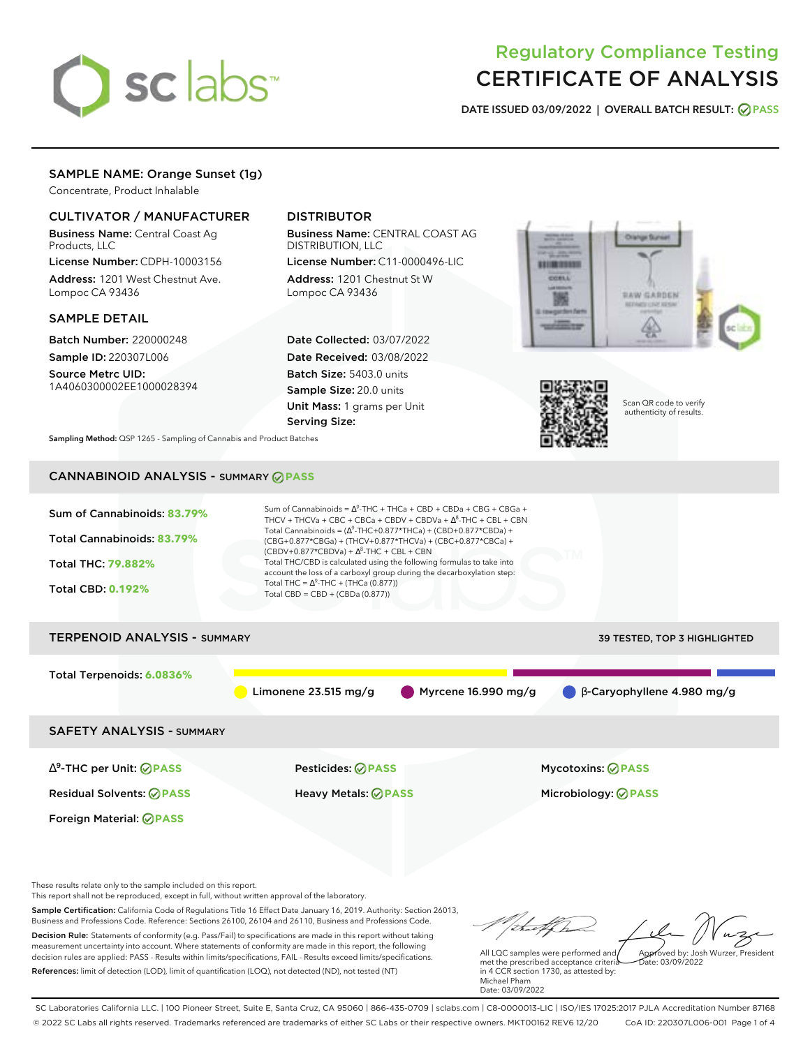# Regulatory Compliance Testing
# CERTIFICATE OF ANALYSIS

**DATE ISSUED 03/09/2022 | OVERALL BATCH RESULT: PASS**

## SAMPLE NAME: Orange Sunset (1g)

Concentrate, Product Inhalable

### CULTIVATOR / MANUFACTURER

**Business Name:** Central Coast Ag Products, LLC

**License Number:** CDPH-10003156

**Address:** 1201 West Chestnut Ave. Lompoc CA 93436

### DISTRIBUTOR

**Business Name:** CENTRAL COAST AG DISTRIBUTION, LLC

**License Number:** C11-0000496-LIC

**Address:** 1201 Chestnut St W Lompoc CA 93436

### SAMPLE DETAIL

**Batch Number:** 220000248

**Sample ID:** 220307L006

**Source Metrc UID:** 1A4060300002EE1000028394

**Date Collected:** 03/07/2022

**Date Received:** 03/08/2022

**Batch Size:** 5403.0 units

**Sample Size:** 20.0 units

**Unit Mass:** 1 grams per Unit

**Serving Size:**

Scan QR code to verify authenticity of results.

**Sampling Method:** QSP 1265 - Sampling of Cannabis and Product Batches

## CANNABINOID ANALYSIS - SUMMARY PASS

**Sum of Cannabinoids:** 83.79%

**Total Cannabinoids:** 83.79%

**Total THC:** 79.882%

**Total CBD:** 0.192%

Sum of Cannabinoids = $\Delta^9$-THC + THCa + CBD + CBDa + CBG + CBGa + THCV + THCVa + CBC + CBCa + CBDV + CBDVa + $\Delta^8$-THC + CBL + CBN

Total Cannabinoids = ($\Delta^9$-THC+0.877*THCa) + (CBD+0.877*CBDa) + (CBG+0.877*CBGa) + (THCV+0.877*THCVa) + (CBC+0.877*CBCa) + (CBDV+0.877*CBDVa) + $\Delta^8$-THC + CBL + CBN

Total THC/CBD is calculated using the following formulas to take into account the loss of a carboxyl group during the decarboxylation step:

Total THC = $\Delta^9$-THC + (THCa (0.877))

Total CBD = CBD + (CBDa (0.877))

## TERPENOID ANALYSIS - SUMMARY

39 TESTED, TOP 3 HIGHLIGHTED

**Total Terpenoids:** 6.0836%

Limonene 23.515 mg/g | Myrcene 16.990 mg/g | β-Caryophyllene 4.980 mg/g

## SAFETY ANALYSIS - SUMMARY

| | | |
|---|---|---|
| $\Delta^9$-THC per Unit: PASS | Pesticides: PASS | Mycotoxins: PASS |
| Residual Solvents: PASS | Heavy Metals: PASS | Microbiology: PASS |
| Foreign Material: PASS | | |

These results relate only to the sample included on this report.
This report shall not be reproduced, except in full, without written approval of the laboratory.

**Sample Certification:** California Code of Regulations Title 16 Effect Date January 16, 2019. Authority: Section 26013, Business and Professions Code. Reference: Sections 26100, 26104 and 26110, Business and Professions Code.

**Decision Rule:** Statements of conformity (e.g. Pass/Fail) to specifications are made in this report without taking measurement uncertainty into account. Where statements of conformity are made in this report, the following decision rules are applied: PASS - Results within limits/specifications, FAIL - Results exceed limits/specifications.

**References:** limit of detection (LOD), limit of quantification (LOQ), not detected (ND), not tested (NT)

All LQC samples were performed and met the prescribed acceptance criteria in 4 CCR section 1730, as attested by: Michael Pham
Date: 03/09/2022

Approved by: Josh Wurzer, President
Date: 03/09/2022

SC Laboratories California LLC. | 100 Pioneer Street, Suite E, Santa Cruz, CA 95060 | 866-435-0709 | sclabs.com | C8-0000013-LIC | ISO/IES 17025:2017 PJLA Accreditation Number 87168
© 2022 SC Labs all rights reserved. Trademarks referenced are trademarks of either SC Labs or their respective owners. MKT00162 REV6 12/20 CoA ID: 220307L006-001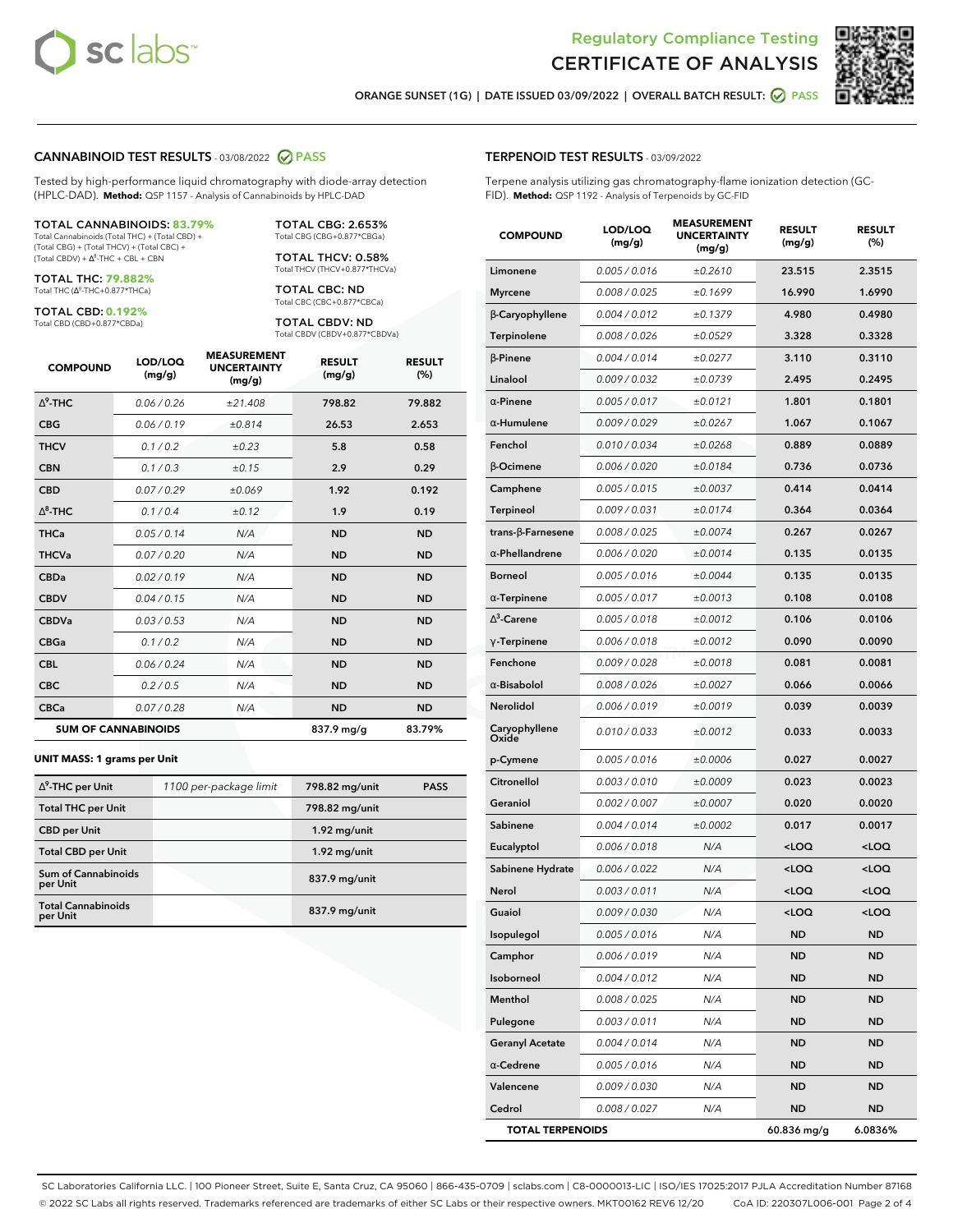Regulatory Compliance Testing
# CERTIFICATE OF ANALYSIS

ORANGE SUNSET (1G) | DATE ISSUED 03/09/2022 | OVERALL BATCH RESULT: PASS

## CANNABINOID TEST RESULTS - 03/08/2022 PASS

Tested by high-performance liquid chromatography with diode-array detection (HPLC-DAD). **Method:** QSP 1157 - Analysis of Cannabinoids by HPLC-DAD

**TOTAL CANNABINOIDS: 83.79%**
Total Cannabinoids (Total THC) + (Total CBD) + (Total CBG) + (Total THCV) + (Total CBC) + (Total CBDV) + Δ8-THC + CBL + CBN

**TOTAL THC: 79.882%**
Total THC (Δ9-THC+0.877*THCa)

**TOTAL CBD: 0.192%**
Total CBD (CBD+0.877*CBDa)

**TOTAL CBG: 2.653%**
Total CBG (CBG+0.877*CBGa)

**TOTAL THCV: 0.58%**
Total THCV (THCV+0.877*THCVa)

**TOTAL CBC: ND**
Total CBC (CBC+0.877*CBCa)

**TOTAL CBDV: ND**
Total CBDV (CBDV+0.877*CBDVa)

| COMPOUND | LOD/LOQ (mg/g) | MEASUREMENT UNCERTAINTY (mg/g) | RESULT (mg/g) | RESULT (%) |
|---|---|---|---|---|
| Δ9-THC | 0.06 / 0.26 | ±21.408 | 798.82 | 79.882 |
| CBG | 0.06 / 0.19 | ±0.814 | 26.53 | 2.653 |
| THCV | 0.1 / 0.2 | ±0.23 | 5.8 | 0.58 |
| CBN | 0.1 / 0.3 | ±0.15 | 2.9 | 0.29 |
| CBD | 0.07 / 0.29 | ±0.069 | 1.92 | 0.192 |
| Δ8-THC | 0.1 / 0.4 | ±0.12 | 1.9 | 0.19 |
| THCa | 0.05 / 0.14 | N/A | ND | ND |
| THCVa | 0.07 / 0.20 | N/A | ND | ND |
| CBDa | 0.02 / 0.19 | N/A | ND | ND |
| CBDV | 0.04 / 0.15 | N/A | ND | ND |
| CBDVa | 0.03 / 0.53 | N/A | ND | ND |
| CBGa | 0.1 / 0.2 | N/A | ND | ND |
| CBL | 0.06 / 0.24 | N/A | ND | ND |
| CBC | 0.2 / 0.5 | N/A | ND | ND |
| CBCa | 0.07 / 0.28 | N/A | ND | ND |
| **SUM OF CANNABINOIDS** | | | 837.9 mg/g | 83.79% |

**UNIT MASS: 1 grams per Unit**

| | | | |
|---|---|---|---|
| Δ9-THC per Unit | 1100 per-package limit | 798.82 mg/unit | PASS |
| Total THC per Unit | | 798.82 mg/unit | |
| CBD per Unit | | 1.92 mg/unit | |
| Total CBD per Unit | | 1.92 mg/unit | |
| Sum of Cannabinoids per Unit | | 837.9 mg/unit | |
| Total Cannabinoids per Unit | | 837.9 mg/unit | |

## TERPENOID TEST RESULTS - 03/09/2022

Terpene analysis utilizing gas chromatography-flame ionization detection (GC-FID). **Method:** QSP 1192 - Analysis of Terpenoids by GC-FID

| COMPOUND | LOD/LOQ (mg/g) | MEASUREMENT UNCERTAINTY (mg/g) | RESULT (mg/g) | RESULT (%) |
|---|---|---|---|---|
| Limonene | 0.005 / 0.016 | ±0.2610 | 23.515 | 2.3515 |
| Myrcene | 0.008 / 0.025 | ±0.1699 | 16.990 | 1.6990 |
| β-Caryophyllene | 0.004 / 0.012 | ±0.1379 | 4.980 | 0.4980 |
| Terpinolene | 0.008 / 0.026 | ±0.0529 | 3.328 | 0.3328 |
| β-Pinene | 0.004 / 0.014 | ±0.0277 | 3.110 | 0.3110 |
| Linalool | 0.009 / 0.032 | ±0.0739 | 2.495 | 0.2495 |
| α-Pinene | 0.005 / 0.017 | ±0.0121 | 1.801 | 0.1801 |
| α-Humulene | 0.009 / 0.029 | ±0.0267 | 1.067 | 0.1067 |
| Fenchol | 0.010 / 0.034 | ±0.0268 | 0.889 | 0.0889 |
| β-Ocimene | 0.006 / 0.020 | ±0.0184 | 0.736 | 0.0736 |
| Camphene | 0.005 / 0.015 | ±0.0037 | 0.414 | 0.0414 |
| Terpineol | 0.009 / 0.031 | ±0.0174 | 0.364 | 0.0364 |
| trans-β-Farnesene | 0.008 / 0.025 | ±0.0074 | 0.267 | 0.0267 |
| α-Phellandrene | 0.006 / 0.020 | ±0.0014 | 0.135 | 0.0135 |
| Borneol | 0.005 / 0.016 | ±0.0044 | 0.135 | 0.0135 |
| α-Terpinene | 0.005 / 0.017 | ±0.0013 | 0.108 | 0.0108 |
| Δ3-Carene | 0.005 / 0.018 | ±0.0012 | 0.106 | 0.0106 |
| γ-Terpinene | 0.006 / 0.018 | ±0.0012 | 0.090 | 0.0090 |
| Fenchone | 0.009 / 0.028 | ±0.0018 | 0.081 | 0.0081 |
| α-Bisabolol | 0.008 / 0.026 | ±0.0027 | 0.066 | 0.0066 |
| Nerolidol | 0.006 / 0.019 | ±0.0019 | 0.039 | 0.0039 |
| Caryophyllene Oxide | 0.010 / 0.033 | ±0.0012 | 0.033 | 0.0033 |
| p-Cymene | 0.005 / 0.016 | ±0.0006 | 0.027 | 0.0027 |
| Citronellol | 0.003 / 0.010 | ±0.0009 | 0.023 | 0.0023 |
| Geraniol | 0.002 / 0.007 | ±0.0007 | 0.020 | 0.0020 |
| Sabinene | 0.004 / 0.014 | ±0.0002 | 0.017 | 0.0017 |
| Eucalyptol | 0.006 / 0.018 | N/A | <LOQ | <LOQ |
| Sabinene Hydrate | 0.006 / 0.022 | N/A | <LOQ | <LOQ |
| Nerol | 0.003 / 0.011 | N/A | <LOQ | <LOQ |
| Guaiol | 0.009 / 0.030 | N/A | <LOQ | <LOQ |
| Isopulegol | 0.005 / 0.016 | N/A | ND | ND |
| Camphor | 0.006 / 0.019 | N/A | ND | ND |
| Isoborneol | 0.004 / 0.012 | N/A | ND | ND |
| Menthol | 0.008 / 0.025 | N/A | ND | ND |
| Pulegone | 0.003 / 0.011 | N/A | ND | ND |
| Geranyl Acetate | 0.004 / 0.014 | N/A | ND | ND |
| α-Cedrene | 0.005 / 0.016 | N/A | ND | ND |
| Valencene | 0.009 / 0.030 | N/A | ND | ND |
| Cedrol | 0.008 / 0.027 | N/A | ND | ND |
| **TOTAL TERPENOIDS** | | | 60.836 mg/g | 6.0836% |

SC Laboratories California LLC. | 100 Pioneer Street, Suite E, Santa Cruz, CA 95060 | 866-435-0709 | sclabs.com | C8-0000013-LIC | ISO/IES 17025:2017 PJLA Accreditation Number 87168
© 2022 SC Labs all rights reserved. Trademarks referenced are trademarks of either SC Labs or their respective owners. MKT00162 REV6 12/20 CoA ID: 220307L006-001